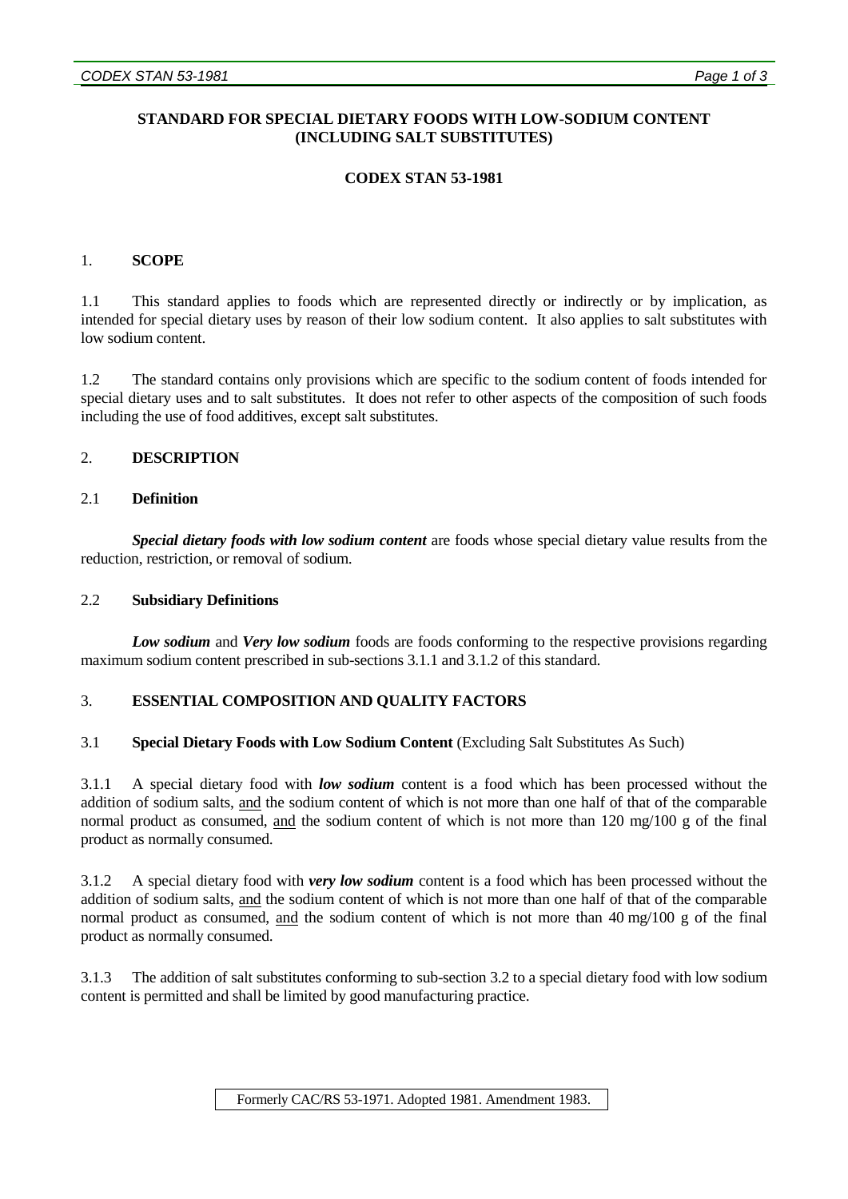**STANDARD FOR SPECIAL DIETARY FOODS WITH LOW-SODIUM CONTENT (INCLUDING SALT SUBSTITUTES)**

**CODEX STAN 53-1981**

## 1. SCOPE

1.1 This standard applies to foods which are represented directly or indirectly or by implication, as intended for special dietary uses by reason of their low sodium content. It also applies to salt substitutes with low sodium content.

1.2 The standard contains only provisions which are specific to the sodium content of foods intended for special dietary uses and to salt substitutes. It does not refer to other aspects of the composition of such foods including the use of food additives, except salt substitutes.

## 2. DESCRIPTION

### 2.1 Definition

***Special dietary foods with low sodium content*** are foods whose special dietary value results from the reduction, restriction, or removal of sodium.

### 2.2 Subsidiary Definitions

***Low sodium*** and ***Very low sodium*** foods are foods conforming to the respective provisions regarding maximum sodium content prescribed in sub-sections 3.1.1 and 3.1.2 of this standard.

## 3. ESSENTIAL COMPOSITION AND QUALITY FACTORS

### 3.1 Special Dietary Foods with Low Sodium Content (Excluding Salt Substitutes As Such)

3.1.1 A special dietary food with ***low sodium*** content is a food which has been processed without the addition of sodium salts, and the sodium content of which is not more than one half of that of the comparable normal product as consumed, and the sodium content of which is not more than 120 mg/100 g of the final product as normally consumed.

3.1.2 A special dietary food with ***very low sodium*** content is a food which has been processed without the addition of sodium salts, and the sodium content of which is not more than one half of that of the comparable normal product as consumed, and the sodium content of which is not more than 40 mg/100 g of the final product as normally consumed.

3.1.3 The addition of salt substitutes conforming to sub-section 3.2 to a special dietary food with low sodium content is permitted and shall be limited by good manufacturing practice.

Formerly CAC/RS 53-1971. Adopted 1981. Amendment 1983.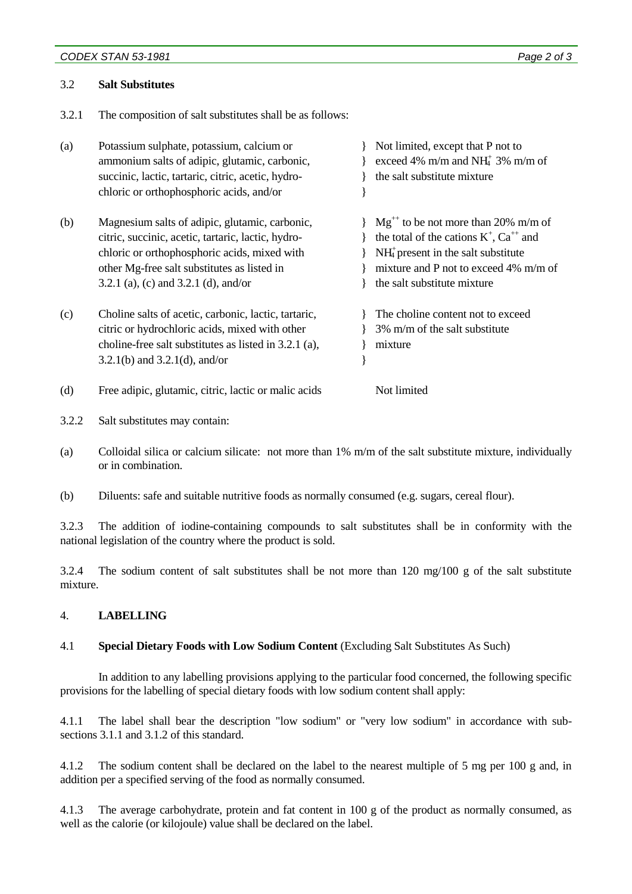### 3.2 **Salt Substitutes**

3.2.1 The composition of salt substitutes shall be as follows:

| | | |
|---|---|---|
| (a) | Potassium sulphate, potassium, calcium or ammonium salts of adipic, glutamic, carbonic, succinic, lactic, tartaric, citric, acetic, hydrochloric or orthophosphoric acids, and/or | Not limited, except that P not to exceed 4% m/m and $NH_4^+$ 3% m/m of the salt substitute mixture |
| (b) | Magnesium salts of adipic, glutamic, carbonic, citric, succinic, acetic, tartaric, lactic, hydrochloric or orthophosphoric acids, mixed with other Mg-free salt substitutes as listed in 3.2.1 (a), (c) and 3.2.1 (d), and/or | $Mg^{++}$ to be not more than 20% m/m of the total of the cations $K^+$, $Ca^{++}$ and $NH_4^+$ present in the salt substitute mixture and P not to exceed 4% m/m of the salt substitute mixture |
| (c) | Choline salts of acetic, carbonic, lactic, tartaric, citric or hydrochloric acids, mixed with other choline-free salt substitutes as listed in 3.2.1 (a), 3.2.1(b) and 3.2.1(d), and/or | The choline content not to exceed 3% m/m of the salt substitute mixture |
| (d) | Free adipic, glutamic, citric, lactic or malic acids | Not limited |

3.2.2 Salt substitutes may contain:

(a) Colloidal silica or calcium silicate: not more than 1% m/m of the salt substitute mixture, individually or in combination.

(b) Diluents: safe and suitable nutritive foods as normally consumed (e.g. sugars, cereal flour).

3.2.3 The addition of iodine-containing compounds to salt substitutes shall be in conformity with the national legislation of the country where the product is sold.

3.2.4 The sodium content of salt substitutes shall be not more than 120 mg/100 g of the salt substitute mixture.

## 4. **LABELLING**

### 4.1 **Special Dietary Foods with Low Sodium Content** (Excluding Salt Substitutes As Such)

In addition to any labelling provisions applying to the particular food concerned, the following specific provisions for the labelling of special dietary foods with low sodium content shall apply:

4.1.1 The label shall bear the description "low sodium" or "very low sodium" in accordance with subsections 3.1.1 and 3.1.2 of this standard.

4.1.2 The sodium content shall be declared on the label to the nearest multiple of 5 mg per 100 g and, in addition per a specified serving of the food as normally consumed.

4.1.3 The average carbohydrate, protein and fat content in 100 g of the product as normally consumed, as well as the calorie (or kilojoule) value shall be declared on the label.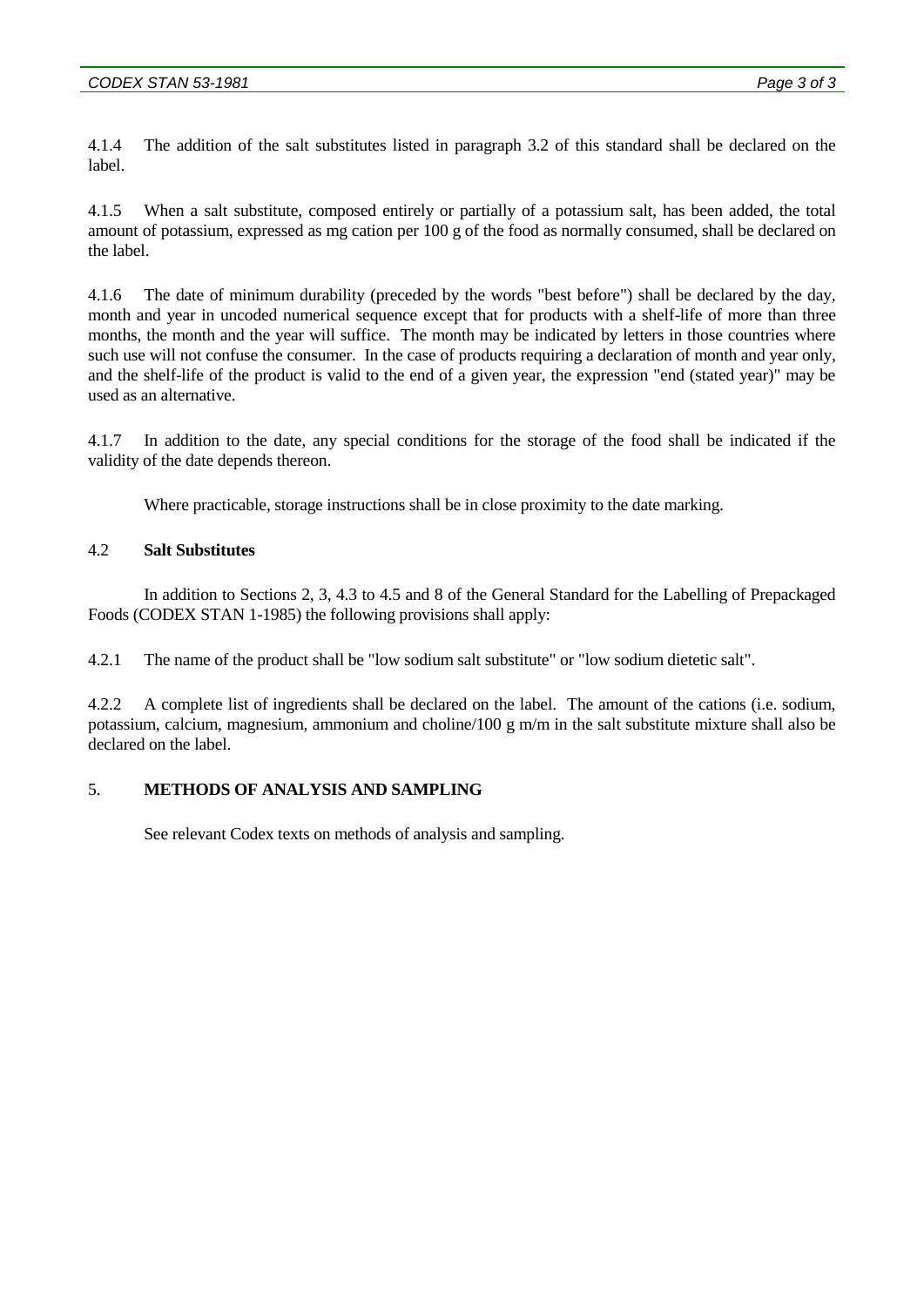4.1.4 The addition of the salt substitutes listed in paragraph 3.2 of this standard shall be declared on the label.

4.1.5 When a salt substitute, composed entirely or partially of a potassium salt, has been added, the total amount of potassium, expressed as mg cation per 100 g of the food as normally consumed, shall be declared on the label.

4.1.6 The date of minimum durability (preceded by the words "best before") shall be declared by the day, month and year in uncoded numerical sequence except that for products with a shelf-life of more than three months, the month and the year will suffice. The month may be indicated by letters in those countries where such use will not confuse the consumer. In the case of products requiring a declaration of month and year only, and the shelf-life of the product is valid to the end of a given year, the expression "end (stated year)" may be used as an alternative.

4.1.7 In addition to the date, any special conditions for the storage of the food shall be indicated if the validity of the date depends thereon.

Where practicable, storage instructions shall be in close proximity to the date marking.

### 4.2 **Salt Substitutes**

In addition to Sections 2, 3, 4.3 to 4.5 and 8 of the General Standard for the Labelling of Prepackaged Foods (CODEX STAN 1-1985) the following provisions shall apply:

4.2.1 The name of the product shall be "low sodium salt substitute" or "low sodium dietetic salt".

4.2.2 A complete list of ingredients shall be declared on the label. The amount of the cations (i.e. sodium, potassium, calcium, magnesium, ammonium and choline/100 g m/m in the salt substitute mixture shall also be declared on the label.

## 5. **METHODS OF ANALYSIS AND SAMPLING**

See relevant Codex texts on methods of analysis and sampling.